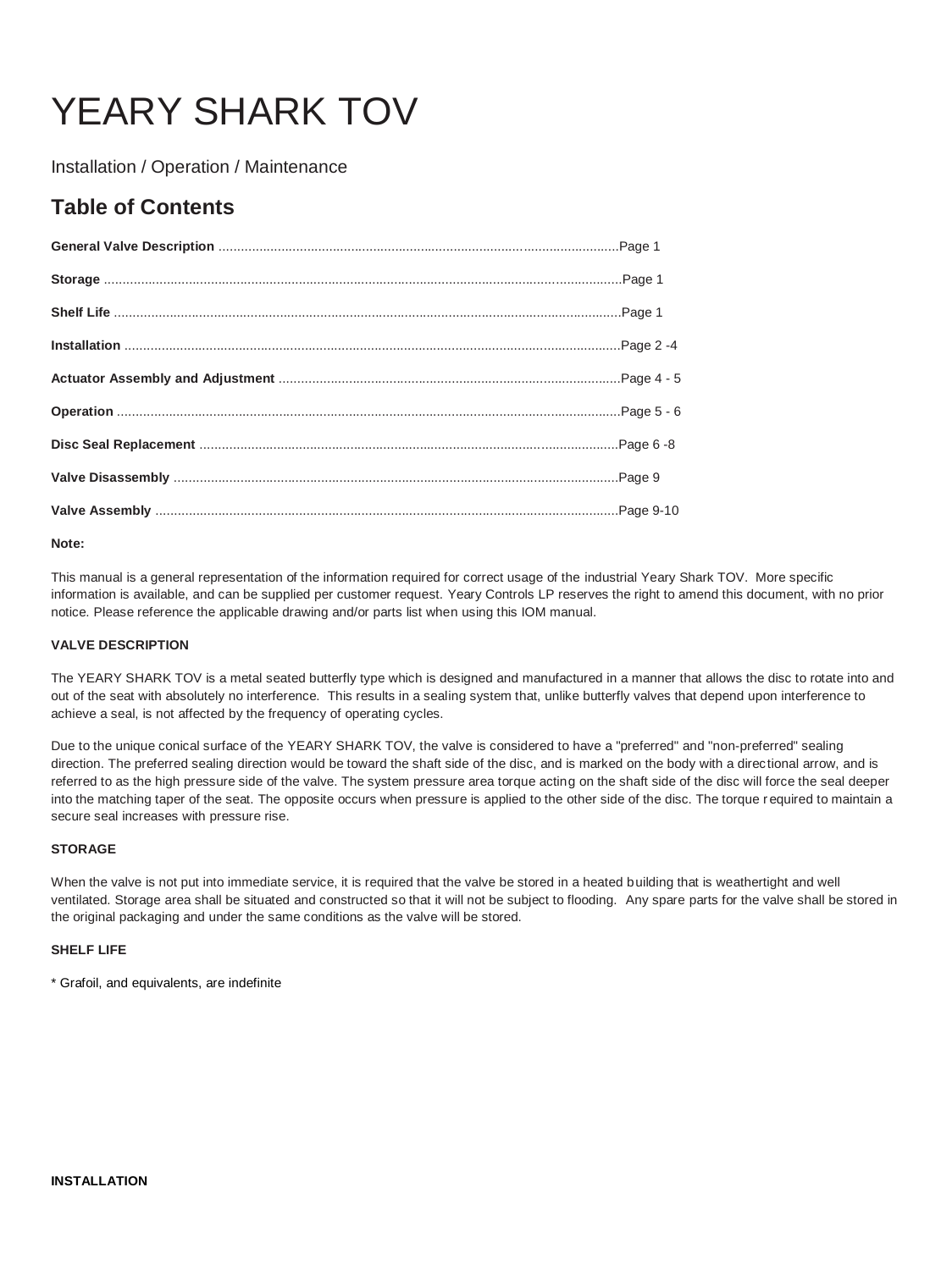# YEARY SHARK TOV

Installation / Operation / Maintenance

## Table of Contents

**General Valve Description** ............................................................................................................Page 1

**Storage** ............................................................................................................................................Page 1

**Shelf Life** .........................................................................................................................................Page 1

**Installation** ......................................................................................................................................Page 2 -4

**Actuator Assembly and Adjustment** ............................................................................................Page 4 - 5

**Operation** ........................................................................................................................................Page 5 - 6

**Disc Seal Replacement** .................................................................................................................Page 6 -8

**Valve Disassembly** .........................................................................................................................Page 9

**Valve Assembly** .............................................................................................................................Page 9-10

**Note:**

This manual is a general representation of the information required for correct usage of the industrial Yeary Shark TOV. More specific information is available, and can be supplied per customer request. Yeary Controls LP reserves the right to amend this document, with no prior notice. Please reference the applicable drawing and/or parts list when using this IOM manual.

**VALVE DESCRIPTION**

The YEARY SHARK TOV is a metal seated butterfly type which is designed and manufactured in a manner that allows the disc to rotate into and out of the seat with absolutely no interference. This results in a sealing system that, unlike butterfly valves that depend upon interference to achieve a seal, is not affected by the frequency of operating cycles.

Due to the unique conical surface of the YEARY SHARK TOV, the valve is considered to have a "preferred" and "non-preferred" sealing direction. The preferred sealing direction would be toward the shaft side of the disc, and is marked on the body with a directional arrow, and is referred to as the high pressure side of the valve. The system pressure area torque acting on the shaft side of the disc will force the seal deeper into the matching taper of the seat. The opposite occurs when pressure is applied to the other side of the disc. The torque required to maintain a secure seal increases with pressure rise.

**STORAGE**

When the valve is not put into immediate service, it is required that the valve be stored in a heated building that is weathertight and well ventilated. Storage area shall be situated and constructed so that it will not be subject to flooding. Any spare parts for the valve shall be stored in the original packaging and under the same conditions as the valve will be stored.

**SHELF LIFE**

* Grafoil, and equivalents, are indefinite

**INSTALLATION**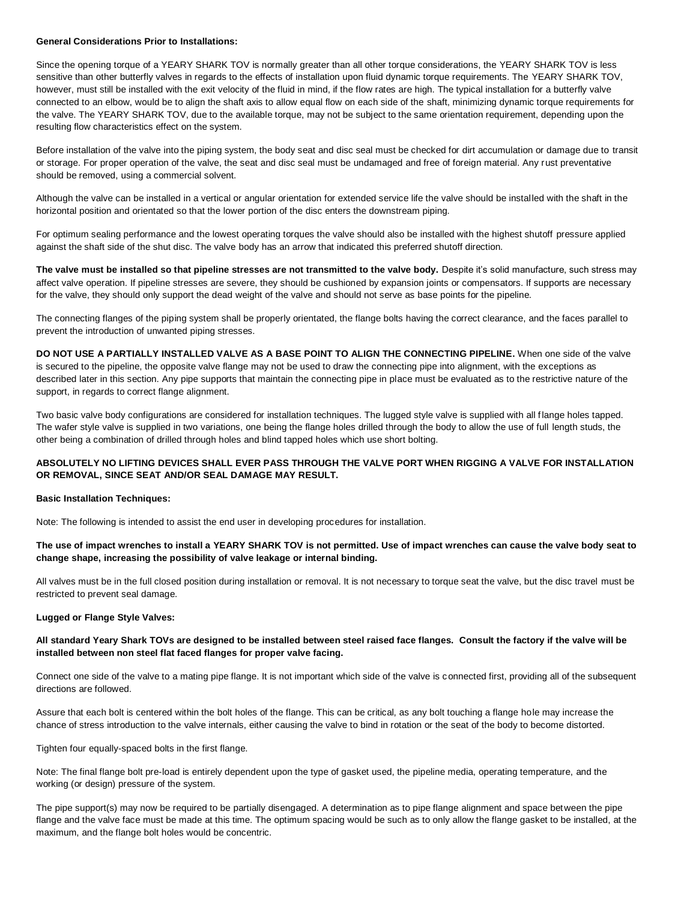**General Considerations Prior to Installations:**

Since the opening torque of a YEARY SHARK TOV is normally greater than all other torque considerations, the YEARY SHARK TOV is less sensitive than other butterfly valves in regards to the effects of installation upon fluid dynamic torque requirements. The YEARY SHARK TOV, however, must still be installed with the exit velocity of the fluid in mind, if the flow rates are high. The typical installation for a butterfly valve connected to an elbow, would be to align the shaft axis to allow equal flow on each side of the shaft, minimizing dynamic torque requirements for the valve. The YEARY SHARK TOV, due to the available torque, may not be subject to the same orientation requirement, depending upon the resulting flow characteristics effect on the system.

Before installation of the valve into the piping system, the body seat and disc seal must be checked for dirt accumulation or damage due to transit or storage. For proper operation of the valve, the seat and disc seal must be undamaged and free of foreign material. Any rust preventative should be removed, using a commercial solvent.

Although the valve can be installed in a vertical or angular orientation for extended service life the valve should be installed with the shaft in the horizontal position and orientated so that the lower portion of the disc enters the downstream piping.

For optimum sealing performance and the lowest operating torques the valve should also be installed with the highest shutoff pressure applied against the shaft side of the shut disc. The valve body has an arrow that indicated this preferred shutoff direction.

**The valve must be installed so that pipeline stresses are not transmitted to the valve body.** Despite it's solid manufacture, such stress may affect valve operation. If pipeline stresses are severe, they should be cushioned by expansion joints or compensators. If supports are necessary for the valve, they should only support the dead weight of the valve and should not serve as base points for the pipeline.

The connecting flanges of the piping system shall be properly orientated, the flange bolts having the correct clearance, and the faces parallel to prevent the introduction of unwanted piping stresses.

**DO NOT USE A PARTIALLY INSTALLED VALVE AS A BASE POINT TO ALIGN THE CONNECTING PIPELINE.** When one side of the valve is secured to the pipeline, the opposite valve flange may not be used to draw the connecting pipe into alignment, with the exceptions as described later in this section. Any pipe supports that maintain the connecting pipe in place must be evaluated as to the restrictive nature of the support, in regards to correct flange alignment.

Two basic valve body configurations are considered for installation techniques. The lugged style valve is supplied with all flange holes tapped. The wafer style valve is supplied in two variations, one being the flange holes drilled through the body to allow the use of full length studs, the other being a combination of drilled through holes and blind tapped holes which use short bolting.

**ABSOLUTELY NO LIFTING DEVICES SHALL EVER PASS THROUGH THE VALVE PORT WHEN RIGGING A VALVE FOR INSTALLATION OR REMOVAL, SINCE SEAT AND/OR SEAL DAMAGE MAY RESULT.**

**Basic Installation Techniques:**

Note: The following is intended to assist the end user in developing procedures for installation.

**The use of impact wrenches to install a YEARY SHARK TOV is not permitted. Use of impact wrenches can cause the valve body seat to change shape, increasing the possibility of valve leakage or internal binding.**

All valves must be in the full closed position during installation or removal. It is not necessary to torque seat the valve, but the disc travel must be restricted to prevent seal damage.

**Lugged or Flange Style Valves:**

**All standard Yeary Shark TOVs are designed to be installed between steel raised face flanges. Consult the factory if the valve will be installed between non steel flat faced flanges for proper valve facing.**

Connect one side of the valve to a mating pipe flange. It is not important which side of the valve is connected first, providing all of the subsequent directions are followed.

Assure that each bolt is centered within the bolt holes of the flange. This can be critical, as any bolt touching a flange hole may increase the chance of stress introduction to the valve internals, either causing the valve to bind in rotation or the seat of the body to become distorted.

Tighten four equally-spaced bolts in the first flange.

Note: The final flange bolt pre-load is entirely dependent upon the type of gasket used, the pipeline media, operating temperature, and the working (or design) pressure of the system.

The pipe support(s) may now be required to be partially disengaged. A determination as to pipe flange alignment and space between the pipe flange and the valve face must be made at this time. The optimum spacing would be such as to only allow the flange gasket to be installed, at the maximum, and the flange bolt holes would be concentric.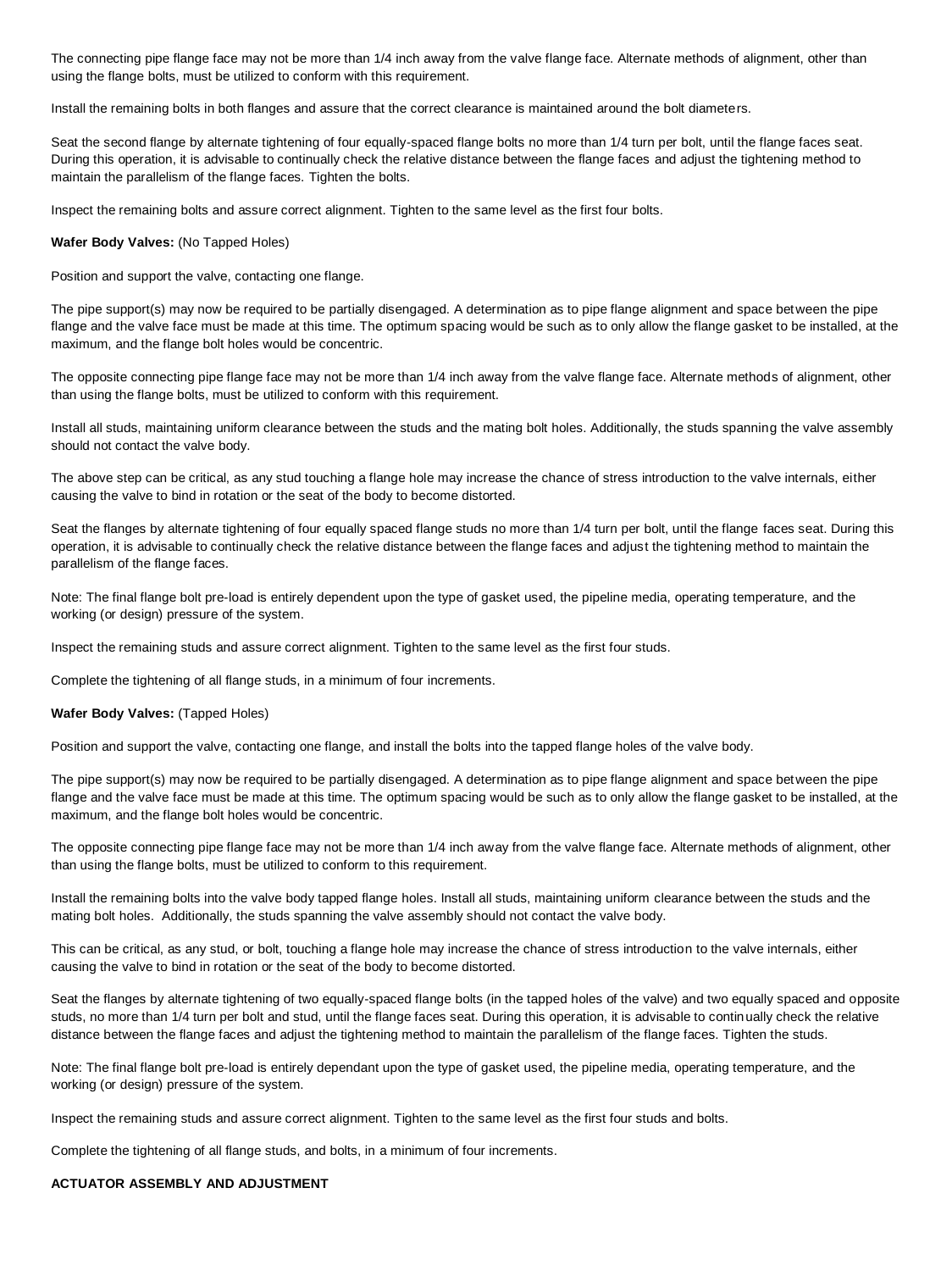The connecting pipe flange face may not be more than 1/4 inch away from the valve flange face. Alternate methods of alignment, other than using the flange bolts, must be utilized to conform with this requirement.

Install the remaining bolts in both flanges and assure that the correct clearance is maintained around the bolt diameters.

Seat the second flange by alternate tightening of four equally-spaced flange bolts no more than 1/4 turn per bolt, until the flange faces seat. During this operation, it is advisable to continually check the relative distance between the flange faces and adjust the tightening method to maintain the parallelism of the flange faces. Tighten the bolts.

Inspect the remaining bolts and assure correct alignment. Tighten to the same level as the first four bolts.

**Wafer Body Valves:** (No Tapped Holes)

Position and support the valve, contacting one flange.

The pipe support(s) may now be required to be partially disengaged. A determination as to pipe flange alignment and space between the pipe flange and the valve face must be made at this time. The optimum spacing would be such as to only allow the flange gasket to be installed, at the maximum, and the flange bolt holes would be concentric.

The opposite connecting pipe flange face may not be more than 1/4 inch away from the valve flange face. Alternate methods of alignment, other than using the flange bolts, must be utilized to conform with this requirement.

Install all studs, maintaining uniform clearance between the studs and the mating bolt holes. Additionally, the studs spanning the valve assembly should not contact the valve body.

The above step can be critical, as any stud touching a flange hole may increase the chance of stress introduction to the valve internals, either causing the valve to bind in rotation or the seat of the body to become distorted.

Seat the flanges by alternate tightening of four equally spaced flange studs no more than 1/4 turn per bolt, until the flange faces seat. During this operation, it is advisable to continually check the relative distance between the flange faces and adjust the tightening method to maintain the parallelism of the flange faces.

Note: The final flange bolt pre-load is entirely dependent upon the type of gasket used, the pipeline media, operating temperature, and the working (or design) pressure of the system.

Inspect the remaining studs and assure correct alignment. Tighten to the same level as the first four studs.

Complete the tightening of all flange studs, in a minimum of four increments.

**Wafer Body Valves:** (Tapped Holes)

Position and support the valve, contacting one flange, and install the bolts into the tapped flange holes of the valve body.

The pipe support(s) may now be required to be partially disengaged. A determination as to pipe flange alignment and space between the pipe flange and the valve face must be made at this time. The optimum spacing would be such as to only allow the flange gasket to be installed, at the maximum, and the flange bolt holes would be concentric.

The opposite connecting pipe flange face may not be more than 1/4 inch away from the valve flange face. Alternate methods of alignment, other than using the flange bolts, must be utilized to conform to this requirement.

Install the remaining bolts into the valve body tapped flange holes. Install all studs, maintaining uniform clearance between the studs and the mating bolt holes. Additionally, the studs spanning the valve assembly should not contact the valve body.

This can be critical, as any stud, or bolt, touching a flange hole may increase the chance of stress introduction to the valve internals, either causing the valve to bind in rotation or the seat of the body to become distorted.

Seat the flanges by alternate tightening of two equally-spaced flange bolts (in the tapped holes of the valve) and two equally spaced and opposite studs, no more than 1/4 turn per bolt and stud, until the flange faces seat. During this operation, it is advisable to continually check the relative distance between the flange faces and adjust the tightening method to maintain the parallelism of the flange faces. Tighten the studs.

Note: The final flange bolt pre-load is entirely dependant upon the type of gasket used, the pipeline media, operating temperature, and the working (or design) pressure of the system.

Inspect the remaining studs and assure correct alignment. Tighten to the same level as the first four studs and bolts.

Complete the tightening of all flange studs, and bolts, in a minimum of four increments.

**ACTUATOR ASSEMBLY AND ADJUSTMENT**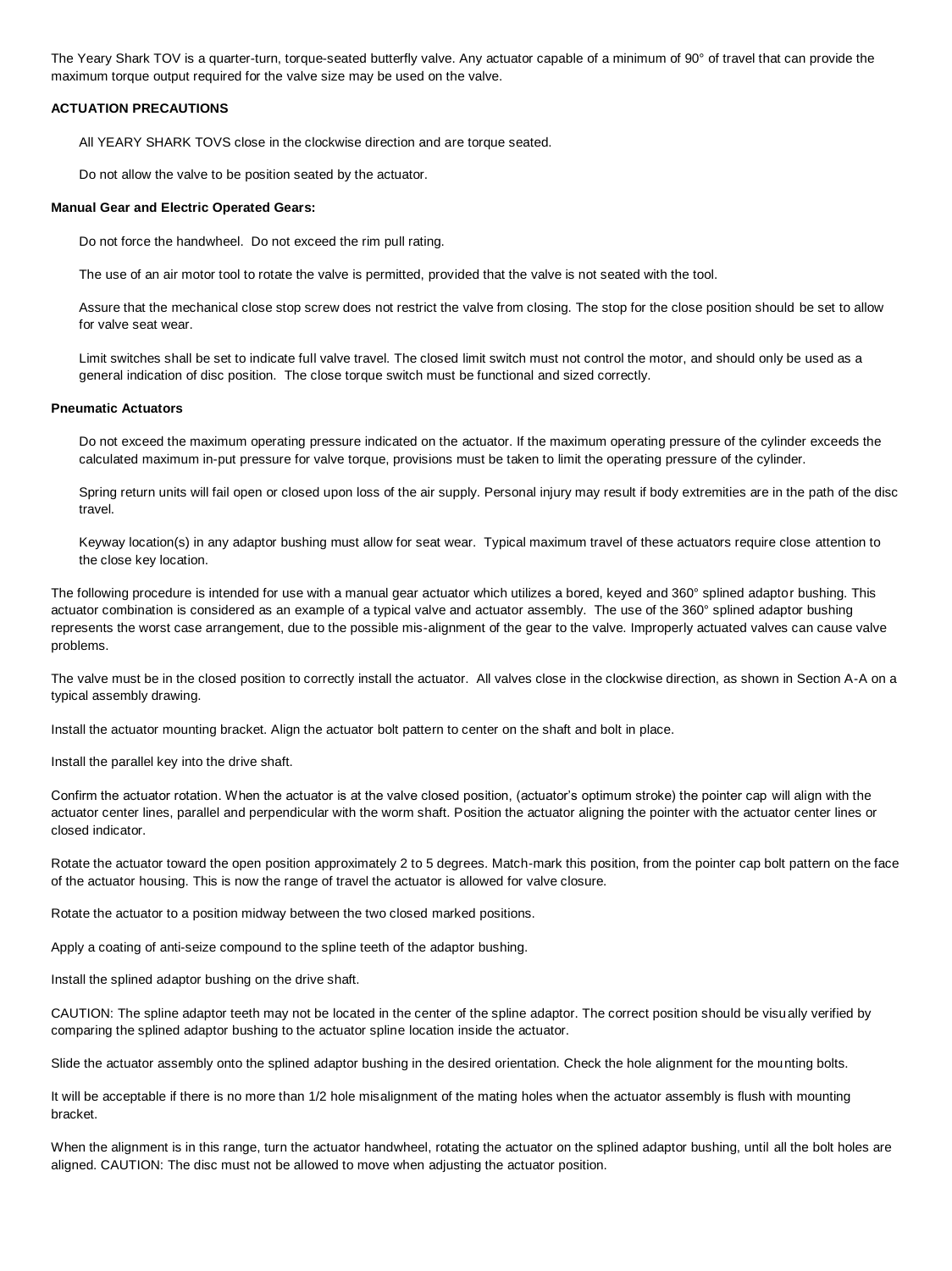The Yeary Shark TOV is a quarter-turn, torque-seated butterfly valve. Any actuator capable of a minimum of 90° of travel that can provide the maximum torque output required for the valve size may be used on the valve.

### ACTUATION PRECAUTIONS

All YEARY SHARK TOVS close in the clockwise direction and are torque seated.

Do not allow the valve to be position seated by the actuator.

**Manual Gear and Electric Operated Gears:**

Do not force the handwheel. Do not exceed the rim pull rating.

The use of an air motor tool to rotate the valve is permitted, provided that the valve is not seated with the tool.

Assure that the mechanical close stop screw does not restrict the valve from closing. The stop for the close position should be set to allow for valve seat wear.

Limit switches shall be set to indicate full valve travel. The closed limit switch must not control the motor, and should only be used as a general indication of disc position. The close torque switch must be functional and sized correctly.

**Pneumatic Actuators**

Do not exceed the maximum operating pressure indicated on the actuator. If the maximum operating pressure of the cylinder exceeds the calculated maximum in-put pressure for valve torque, provisions must be taken to limit the operating pressure of the cylinder.

Spring return units will fail open or closed upon loss of the air supply. Personal injury may result if body extremities are in the path of the disc travel.

Keyway location(s) in any adaptor bushing must allow for seat wear. Typical maximum travel of these actuators require close attention to the close key location.

The following procedure is intended for use with a manual gear actuator which utilizes a bored, keyed and 360° splined adaptor bushing. This actuator combination is considered as an example of a typical valve and actuator assembly. The use of the 360° splined adaptor bushing represents the worst case arrangement, due to the possible mis-alignment of the gear to the valve. Improperly actuated valves can cause valve problems.

The valve must be in the closed position to correctly install the actuator. All valves close in the clockwise direction, as shown in Section A-A on a typical assembly drawing.

Install the actuator mounting bracket. Align the actuator bolt pattern to center on the shaft and bolt in place.

Install the parallel key into the drive shaft.

Confirm the actuator rotation. When the actuator is at the valve closed position, (actuator's optimum stroke) the pointer cap will align with the actuator center lines, parallel and perpendicular with the worm shaft. Position the actuator aligning the pointer with the actuator center lines or closed indicator.

Rotate the actuator toward the open position approximately 2 to 5 degrees. Match-mark this position, from the pointer cap bolt pattern on the face of the actuator housing. This is now the range of travel the actuator is allowed for valve closure.

Rotate the actuator to a position midway between the two closed marked positions.

Apply a coating of anti-seize compound to the spline teeth of the adaptor bushing.

Install the splined adaptor bushing on the drive shaft.

CAUTION: The spline adaptor teeth may not be located in the center of the spline adaptor. The correct position should be visually verified by comparing the splined adaptor bushing to the actuator spline location inside the actuator.

Slide the actuator assembly onto the splined adaptor bushing in the desired orientation. Check the hole alignment for the mounting bolts.

It will be acceptable if there is no more than 1/2 hole misalignment of the mating holes when the actuator assembly is flush with mounting bracket.

When the alignment is in this range, turn the actuator handwheel, rotating the actuator on the splined adaptor bushing, until all the bolt holes are aligned. CAUTION: The disc must not be allowed to move when adjusting the actuator position.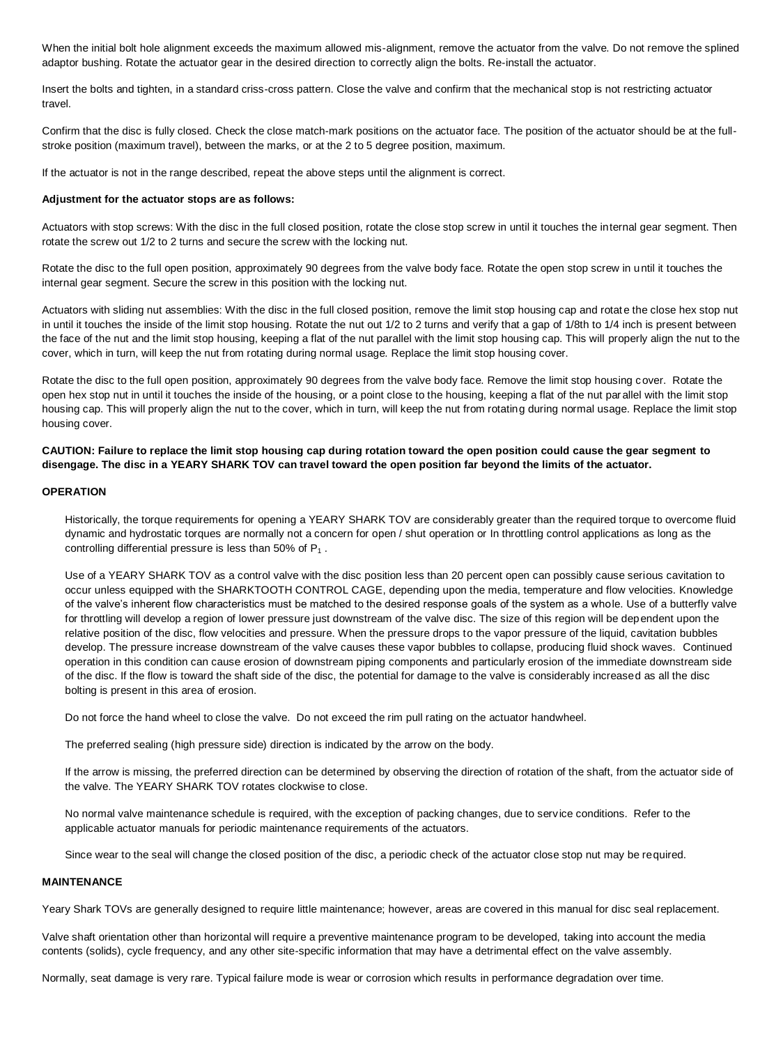When the initial bolt hole alignment exceeds the maximum allowed mis-alignment, remove the actuator from the valve. Do not remove the splined adaptor bushing. Rotate the actuator gear in the desired direction to correctly align the bolts. Re-install the actuator.

Insert the bolts and tighten, in a standard criss-cross pattern. Close the valve and confirm that the mechanical stop is not restricting actuator travel.

Confirm that the disc is fully closed. Check the close match-mark positions on the actuator face. The position of the actuator should be at the full-stroke position (maximum travel), between the marks, or at the 2 to 5 degree position, maximum.

If the actuator is not in the range described, repeat the above steps until the alignment is correct.

**Adjustment for the actuator stops are as follows:**

Actuators with stop screws: With the disc in the full closed position, rotate the close stop screw in until it touches the internal gear segment. Then rotate the screw out 1/2 to 2 turns and secure the screw with the locking nut.

Rotate the disc to the full open position, approximately 90 degrees from the valve body face. Rotate the open stop screw in until it touches the internal gear segment. Secure the screw in this position with the locking nut.

Actuators with sliding nut assemblies: With the disc in the full closed position, remove the limit stop housing cap and rotate the close hex stop nut in until it touches the inside of the limit stop housing. Rotate the nut out 1/2 to 2 turns and verify that a gap of 1/8th to 1/4 inch is present between the face of the nut and the limit stop housing, keeping a flat of the nut parallel with the limit stop housing cap. This will properly align the nut to the cover, which in turn, will keep the nut from rotating during normal usage. Replace the limit stop housing cover.

Rotate the disc to the full open position, approximately 90 degrees from the valve body face. Remove the limit stop housing cover. Rotate the open hex stop nut in until it touches the inside of the housing, or a point close to the housing, keeping a flat of the nut parallel with the limit stop housing cap. This will properly align the nut to the cover, which in turn, will keep the nut from rotating during normal usage. Replace the limit stop housing cover.

**CAUTION: Failure to replace the limit stop housing cap during rotation toward the open position could cause the gear segment to disengage. The disc in a YEARY SHARK TOV can travel toward the open position far beyond the limits of the actuator.**

**OPERATION**

Historically, the torque requirements for opening a YEARY SHARK TOV are considerably greater than the required torque to overcome fluid dynamic and hydrostatic torques are normally not a concern for open / shut operation or In throttling control applications as long as the controlling differential pressure is less than 50% of $P_1$.

Use of a YEARY SHARK TOV as a control valve with the disc position less than 20 percent open can possibly cause serious cavitation to occur unless equipped with the SHARKTOOTH CONTROL CAGE, depending upon the media, temperature and flow velocities. Knowledge of the valve's inherent flow characteristics must be matched to the desired response goals of the system as a whole. Use of a butterfly valve for throttling will develop a region of lower pressure just downstream of the valve disc. The size of this region will be dependent upon the relative position of the disc, flow velocities and pressure. When the pressure drops to the vapor pressure of the liquid, cavitation bubbles develop. The pressure increase downstream of the valve causes these vapor bubbles to collapse, producing fluid shock waves. Continued operation in this condition can cause erosion of downstream piping components and particularly erosion of the immediate downstream side of the disc. If the flow is toward the shaft side of the disc, the potential for damage to the valve is considerably increased as all the disc bolting is present in this area of erosion.

Do not force the hand wheel to close the valve. Do not exceed the rim pull rating on the actuator handwheel.

The preferred sealing (high pressure side) direction is indicated by the arrow on the body.

If the arrow is missing, the preferred direction can be determined by observing the direction of rotation of the shaft, from the actuator side of the valve. The YEARY SHARK TOV rotates clockwise to close.

No normal valve maintenance schedule is required, with the exception of packing changes, due to service conditions. Refer to the applicable actuator manuals for periodic maintenance requirements of the actuators.

Since wear to the seal will change the closed position of the disc, a periodic check of the actuator close stop nut may be required.

**MAINTENANCE**

Yeary Shark TOVs are generally designed to require little maintenance; however, areas are covered in this manual for disc seal replacement.

Valve shaft orientation other than horizontal will require a preventive maintenance program to be developed, taking into account the media contents (solids), cycle frequency, and any other site-specific information that may have a detrimental effect on the valve assembly.

Normally, seat damage is very rare. Typical failure mode is wear or corrosion which results in performance degradation over time.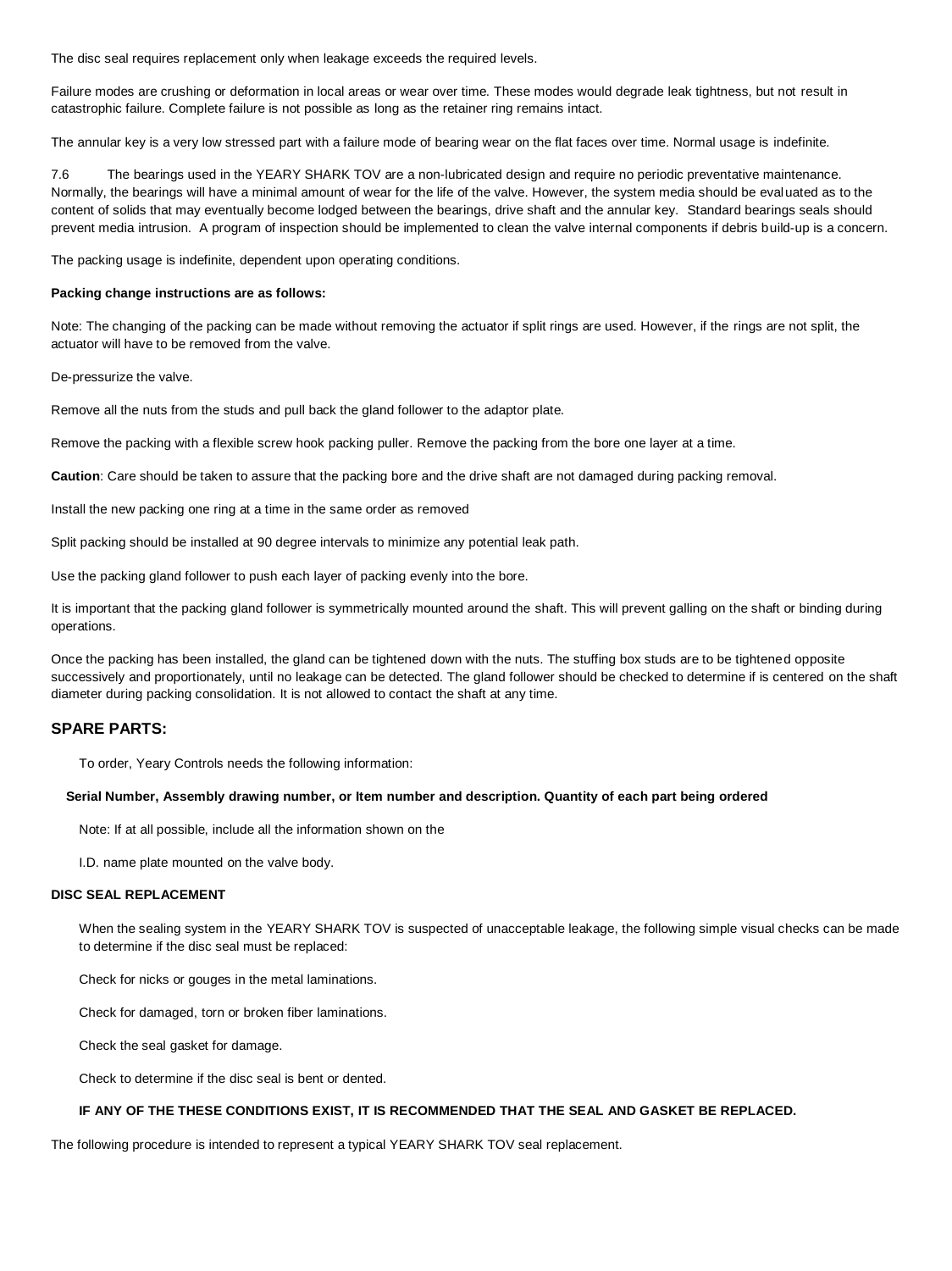The disc seal requires replacement only when leakage exceeds the required levels.

Failure modes are crushing or deformation in local areas or wear over time. These modes would degrade leak tightness, but not result in catastrophic failure. Complete failure is not possible as long as the retainer ring remains intact.

The annular key is a very low stressed part with a failure mode of bearing wear on the flat faces over time. Normal usage is indefinite.

7.6 The bearings used in the YEARY SHARK TOV are a non-lubricated design and require no periodic preventative maintenance. Normally, the bearings will have a minimal amount of wear for the life of the valve. However, the system media should be evaluated as to the content of solids that may eventually become lodged between the bearings, drive shaft and the annular key. Standard bearings seals should prevent media intrusion. A program of inspection should be implemented to clean the valve internal components if debris build-up is a concern.

The packing usage is indefinite, dependent upon operating conditions.

**Packing change instructions are as follows:**

Note: The changing of the packing can be made without removing the actuator if split rings are used. However, if the rings are not split, the actuator will have to be removed from the valve.

De-pressurize the valve.

Remove all the nuts from the studs and pull back the gland follower to the adaptor plate.

Remove the packing with a flexible screw hook packing puller. Remove the packing from the bore one layer at a time.

**Caution**: Care should be taken to assure that the packing bore and the drive shaft are not damaged during packing removal.

Install the new packing one ring at a time in the same order as removed

Split packing should be installed at 90 degree intervals to minimize any potential leak path.

Use the packing gland follower to push each layer of packing evenly into the bore.

It is important that the packing gland follower is symmetrically mounted around the shaft. This will prevent galling on the shaft or binding during operations.

Once the packing has been installed, the gland can be tightened down with the nuts. The stuffing box studs are to be tightened opposite successively and proportionately, until no leakage can be detected. The gland follower should be checked to determine if is centered on the shaft diameter during packing consolidation. It is not allowed to contact the shaft at any time.

## SPARE PARTS:

To order, Yeary Controls needs the following information:

**Serial Number, Assembly drawing number, or Item number and description. Quantity of each part being ordered**

Note: If at all possible, include all the information shown on the

I.D. name plate mounted on the valve body.

### DISC SEAL REPLACEMENT

When the sealing system in the YEARY SHARK TOV is suspected of unacceptable leakage, the following simple visual checks can be made to determine if the disc seal must be replaced:

Check for nicks or gouges in the metal laminations.

Check for damaged, torn or broken fiber laminations.

Check the seal gasket for damage.

Check to determine if the disc seal is bent or dented.

**IF ANY OF THE THESE CONDITIONS EXIST, IT IS RECOMMENDED THAT THE SEAL AND GASKET BE REPLACED.**

The following procedure is intended to represent a typical YEARY SHARK TOV seal replacement.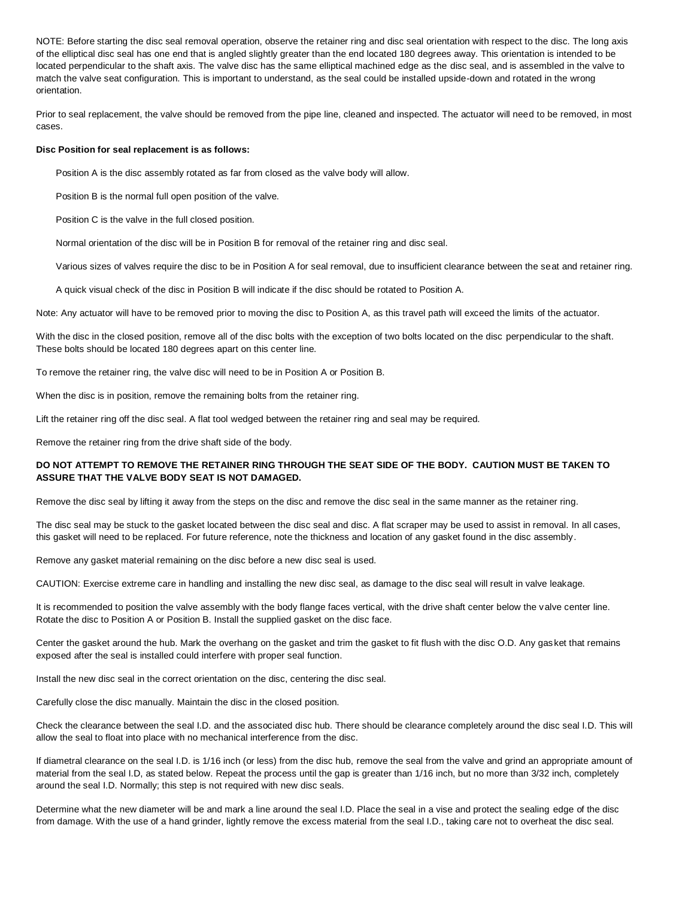NOTE: Before starting the disc seal removal operation, observe the retainer ring and disc seal orientation with respect to the disc. The long axis of the elliptical disc seal has one end that is angled slightly greater than the end located 180 degrees away. This orientation is intended to be located perpendicular to the shaft axis. The valve disc has the same elliptical machined edge as the disc seal, and is assembled in the valve to match the valve seat configuration. This is important to understand, as the seal could be installed upside-down and rotated in the wrong orientation.

Prior to seal replacement, the valve should be removed from the pipe line, cleaned and inspected. The actuator will need to be removed, in most cases.

**Disc Position for seal replacement is as follows:**

Position A is the disc assembly rotated as far from closed as the valve body will allow.

Position B is the normal full open position of the valve.

Position C is the valve in the full closed position.

Normal orientation of the disc will be in Position B for removal of the retainer ring and disc seal.

Various sizes of valves require the disc to be in Position A for seal removal, due to insufficient clearance between the seat and retainer ring.

A quick visual check of the disc in Position B will indicate if the disc should be rotated to Position A.

Note: Any actuator will have to be removed prior to moving the disc to Position A, as this travel path will exceed the limits of the actuator.

With the disc in the closed position, remove all of the disc bolts with the exception of two bolts located on the disc perpendicular to the shaft. These bolts should be located 180 degrees apart on this center line.

To remove the retainer ring, the valve disc will need to be in Position A or Position B.

When the disc is in position, remove the remaining bolts from the retainer ring.

Lift the retainer ring off the disc seal. A flat tool wedged between the retainer ring and seal may be required.

Remove the retainer ring from the drive shaft side of the body.

**DO NOT ATTEMPT TO REMOVE THE RETAINER RING THROUGH THE SEAT SIDE OF THE BODY. CAUTION MUST BE TAKEN TO ASSURE THAT THE VALVE BODY SEAT IS NOT DAMAGED.**

Remove the disc seal by lifting it away from the steps on the disc and remove the disc seal in the same manner as the retainer ring.

The disc seal may be stuck to the gasket located between the disc seal and disc. A flat scraper may be used to assist in removal. In all cases, this gasket will need to be replaced. For future reference, note the thickness and location of any gasket found in the disc assembly.

Remove any gasket material remaining on the disc before a new disc seal is used.

CAUTION: Exercise extreme care in handling and installing the new disc seal, as damage to the disc seal will result in valve leakage.

It is recommended to position the valve assembly with the body flange faces vertical, with the drive shaft center below the valve center line. Rotate the disc to Position A or Position B. Install the supplied gasket on the disc face.

Center the gasket around the hub. Mark the overhang on the gasket and trim the gasket to fit flush with the disc O.D. Any gasket that remains exposed after the seal is installed could interfere with proper seal function.

Install the new disc seal in the correct orientation on the disc, centering the disc seal.

Carefully close the disc manually. Maintain the disc in the closed position.

Check the clearance between the seal I.D. and the associated disc hub. There should be clearance completely around the disc seal I.D. This will allow the seal to float into place with no mechanical interference from the disc.

If diametral clearance on the seal I.D. is 1/16 inch (or less) from the disc hub, remove the seal from the valve and grind an appropriate amount of material from the seal I.D, as stated below. Repeat the process until the gap is greater than 1/16 inch, but no more than 3/32 inch, completely around the seal I.D. Normally; this step is not required with new disc seals.

Determine what the new diameter will be and mark a line around the seal I.D. Place the seal in a vise and protect the sealing edge of the disc from damage. With the use of a hand grinder, lightly remove the excess material from the seal I.D., taking care not to overheat the disc seal.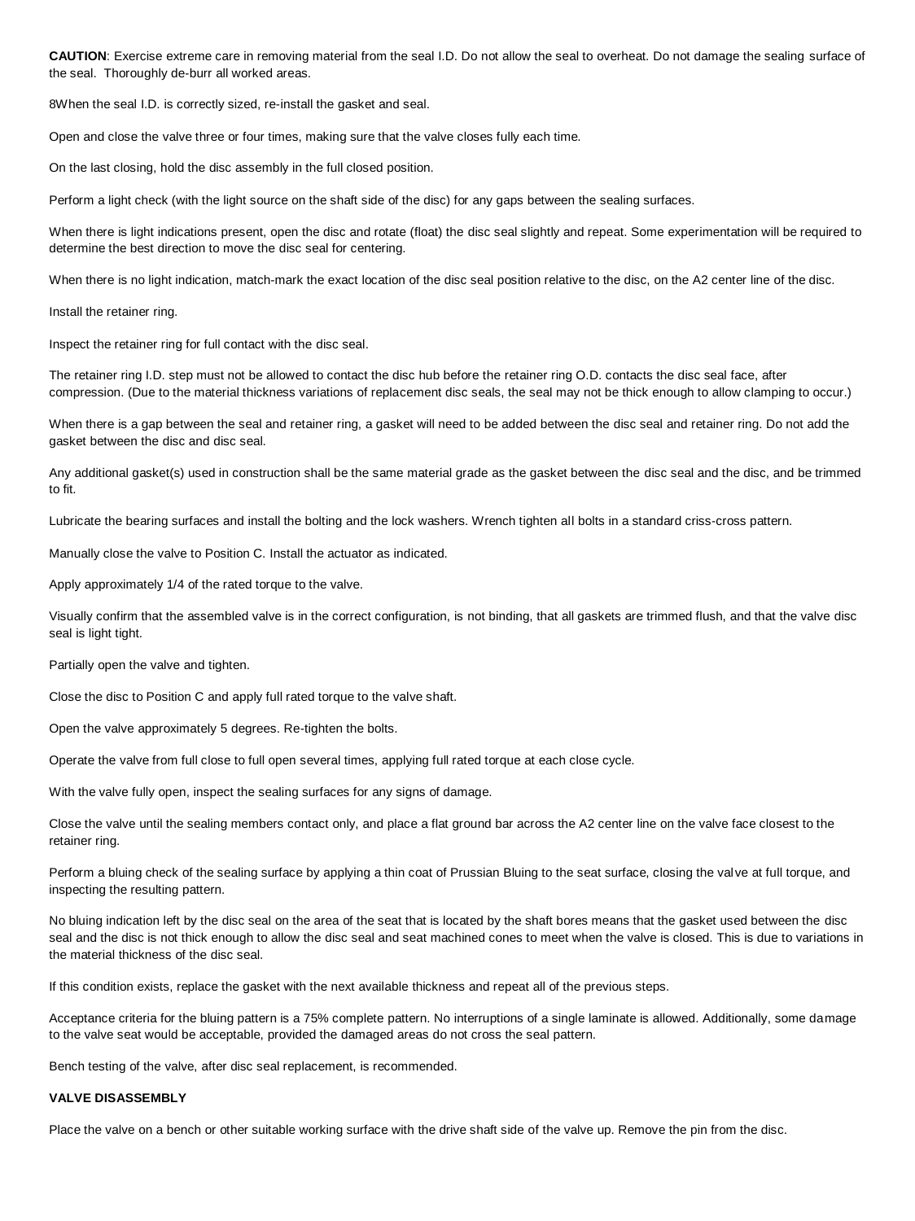**CAUTION**: Exercise extreme care in removing material from the seal I.D. Do not allow the seal to overheat. Do not damage the sealing surface of the seal. Thoroughly de-burr all worked areas.

8When the seal I.D. is correctly sized, re-install the gasket and seal.

Open and close the valve three or four times, making sure that the valve closes fully each time.

On the last closing, hold the disc assembly in the full closed position.

Perform a light check (with the light source on the shaft side of the disc) for any gaps between the sealing surfaces.

When there is light indications present, open the disc and rotate (float) the disc seal slightly and repeat. Some experimentation will be required to determine the best direction to move the disc seal for centering.

When there is no light indication, match-mark the exact location of the disc seal position relative to the disc, on the A2 center line of the disc.

Install the retainer ring.

Inspect the retainer ring for full contact with the disc seal.

The retainer ring I.D. step must not be allowed to contact the disc hub before the retainer ring O.D. contacts the disc seal face, after compression. (Due to the material thickness variations of replacement disc seals, the seal may not be thick enough to allow clamping to occur.)

When there is a gap between the seal and retainer ring, a gasket will need to be added between the disc seal and retainer ring. Do not add the gasket between the disc and disc seal.

Any additional gasket(s) used in construction shall be the same material grade as the gasket between the disc seal and the disc, and be trimmed to fit.

Lubricate the bearing surfaces and install the bolting and the lock washers. Wrench tighten all bolts in a standard criss-cross pattern.

Manually close the valve to Position C. Install the actuator as indicated.

Apply approximately 1/4 of the rated torque to the valve.

Visually confirm that the assembled valve is in the correct configuration, is not binding, that all gaskets are trimmed flush, and that the valve disc seal is light tight.

Partially open the valve and tighten.

Close the disc to Position C and apply full rated torque to the valve shaft.

Open the valve approximately 5 degrees. Re-tighten the bolts.

Operate the valve from full close to full open several times, applying full rated torque at each close cycle.

With the valve fully open, inspect the sealing surfaces for any signs of damage.

Close the valve until the sealing members contact only, and place a flat ground bar across the A2 center line on the valve face closest to the retainer ring.

Perform a bluing check of the sealing surface by applying a thin coat of Prussian Bluing to the seat surface, closing the valve at full torque, and inspecting the resulting pattern.

No bluing indication left by the disc seal on the area of the seat that is located by the shaft bores means that the gasket used between the disc seal and the disc is not thick enough to allow the disc seal and seat machined cones to meet when the valve is closed. This is due to variations in the material thickness of the disc seal.

If this condition exists, replace the gasket with the next available thickness and repeat all of the previous steps.

Acceptance criteria for the bluing pattern is a 75% complete pattern. No interruptions of a single laminate is allowed. Additionally, some damage to the valve seat would be acceptable, provided the damaged areas do not cross the seal pattern.

Bench testing of the valve, after disc seal replacement, is recommended.

**VALVE DISASSEMBLY**

Place the valve on a bench or other suitable working surface with the drive shaft side of the valve up. Remove the pin from the disc.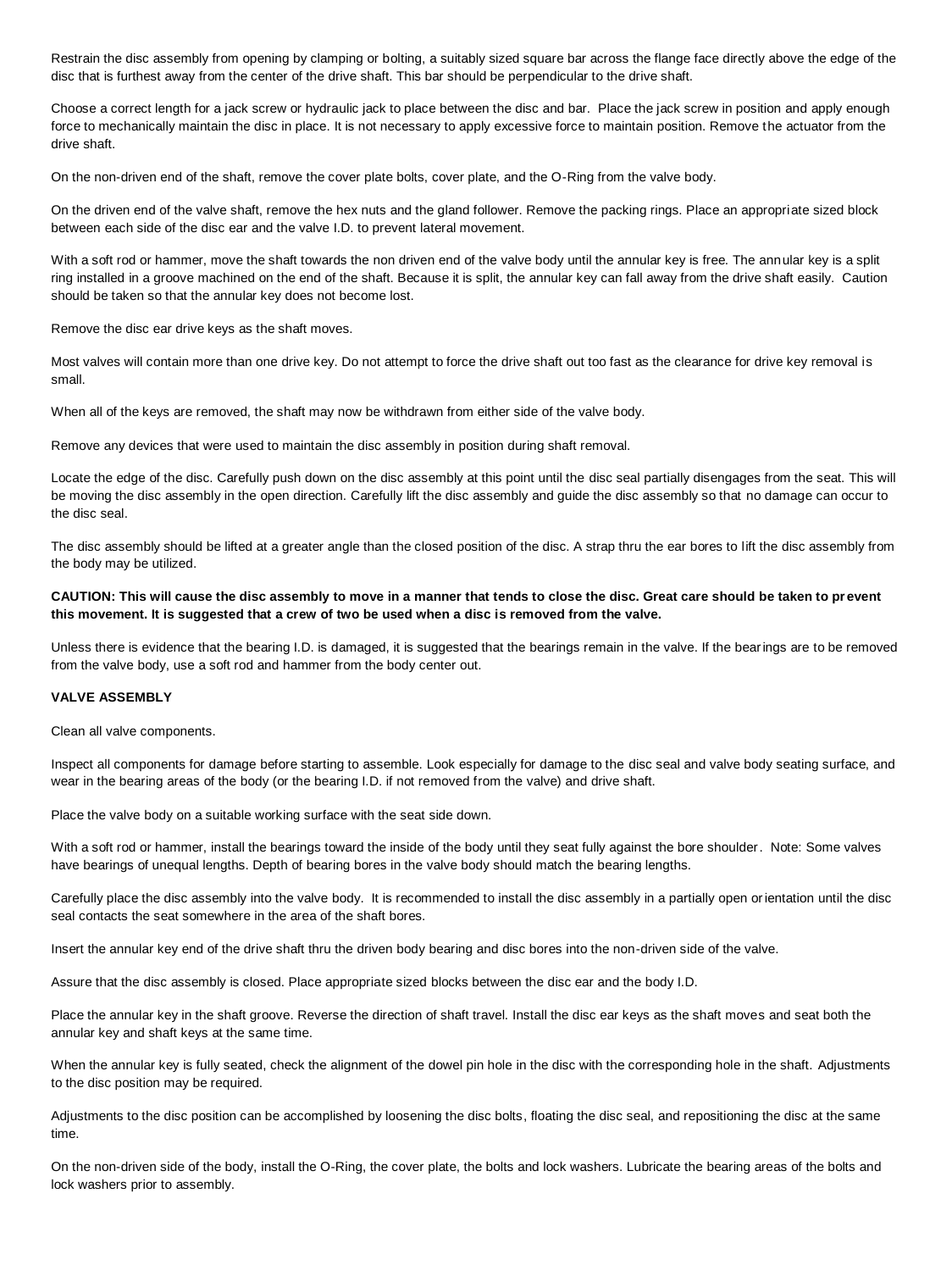Restrain the disc assembly from opening by clamping or bolting, a suitably sized square bar across the flange face directly above the edge of the disc that is furthest away from the center of the drive shaft. This bar should be perpendicular to the drive shaft.

Choose a correct length for a jack screw or hydraulic jack to place between the disc and bar. Place the jack screw in position and apply enough force to mechanically maintain the disc in place. It is not necessary to apply excessive force to maintain position. Remove the actuator from the drive shaft.

On the non-driven end of the shaft, remove the cover plate bolts, cover plate, and the O-Ring from the valve body.

On the driven end of the valve shaft, remove the hex nuts and the gland follower. Remove the packing rings. Place an appropriate sized block between each side of the disc ear and the valve I.D. to prevent lateral movement.

With a soft rod or hammer, move the shaft towards the non driven end of the valve body until the annular key is free. The annular key is a split ring installed in a groove machined on the end of the shaft. Because it is split, the annular key can fall away from the drive shaft easily. Caution should be taken so that the annular key does not become lost.

Remove the disc ear drive keys as the shaft moves.

Most valves will contain more than one drive key. Do not attempt to force the drive shaft out too fast as the clearance for drive key removal is small.

When all of the keys are removed, the shaft may now be withdrawn from either side of the valve body.

Remove any devices that were used to maintain the disc assembly in position during shaft removal.

Locate the edge of the disc. Carefully push down on the disc assembly at this point until the disc seal partially disengages from the seat. This will be moving the disc assembly in the open direction. Carefully lift the disc assembly and guide the disc assembly so that no damage can occur to the disc seal.

The disc assembly should be lifted at a greater angle than the closed position of the disc. A strap thru the ear bores to lift the disc assembly from the body may be utilized.

**CAUTION: This will cause the disc assembly to move in a manner that tends to close the disc. Great care should be taken to prevent this movement. It is suggested that a crew of two be used when a disc is removed from the valve.**

Unless there is evidence that the bearing I.D. is damaged, it is suggested that the bearings remain in the valve. If the bearings are to be removed from the valve body, use a soft rod and hammer from the body center out.

**VALVE ASSEMBLY**

Clean all valve components.

Inspect all components for damage before starting to assemble. Look especially for damage to the disc seal and valve body seating surface, and wear in the bearing areas of the body (or the bearing I.D. if not removed from the valve) and drive shaft.

Place the valve body on a suitable working surface with the seat side down.

With a soft rod or hammer, install the bearings toward the inside of the body until they seat fully against the bore shoulder. Note: Some valves have bearings of unequal lengths. Depth of bearing bores in the valve body should match the bearing lengths.

Carefully place the disc assembly into the valve body. It is recommended to install the disc assembly in a partially open orientation until the disc seal contacts the seat somewhere in the area of the shaft bores.

Insert the annular key end of the drive shaft thru the driven body bearing and disc bores into the non-driven side of the valve.

Assure that the disc assembly is closed. Place appropriate sized blocks between the disc ear and the body I.D.

Place the annular key in the shaft groove. Reverse the direction of shaft travel. Install the disc ear keys as the shaft moves and seat both the annular key and shaft keys at the same time.

When the annular key is fully seated, check the alignment of the dowel pin hole in the disc with the corresponding hole in the shaft. Adjustments to the disc position may be required.

Adjustments to the disc position can be accomplished by loosening the disc bolts, floating the disc seal, and repositioning the disc at the same time.

On the non-driven side of the body, install the O-Ring, the cover plate, the bolts and lock washers. Lubricate the bearing areas of the bolts and lock washers prior to assembly.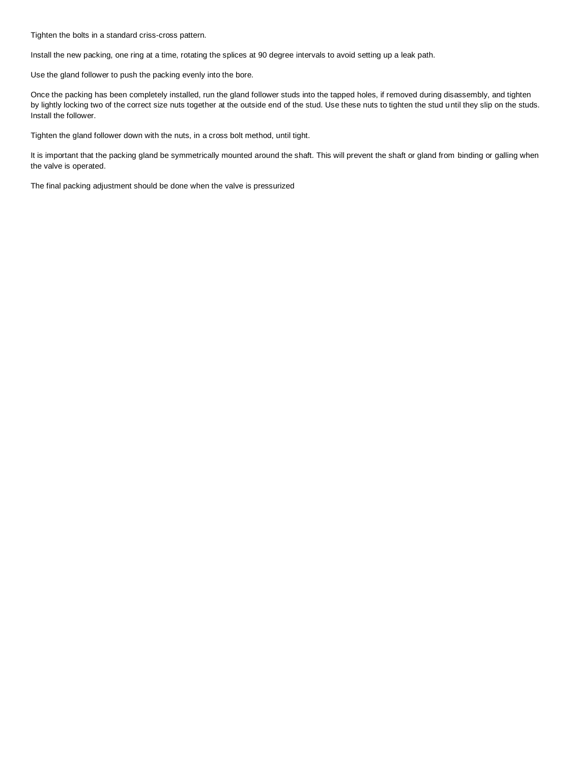Tighten the bolts in a standard criss-cross pattern.

Install the new packing, one ring at a time, rotating the splices at 90 degree intervals to avoid setting up a leak path.

Use the gland follower to push the packing evenly into the bore.

Once the packing has been completely installed, run the gland follower studs into the tapped holes, if removed during disassembly, and tighten by lightly locking two of the correct size nuts together at the outside end of the stud. Use these nuts to tighten the stud until they slip on the studs. Install the follower.

Tighten the gland follower down with the nuts, in a cross bolt method, until tight.

It is important that the packing gland be symmetrically mounted around the shaft. This will prevent the shaft or gland from binding or galling when the valve is operated.

The final packing adjustment should be done when the valve is pressurized